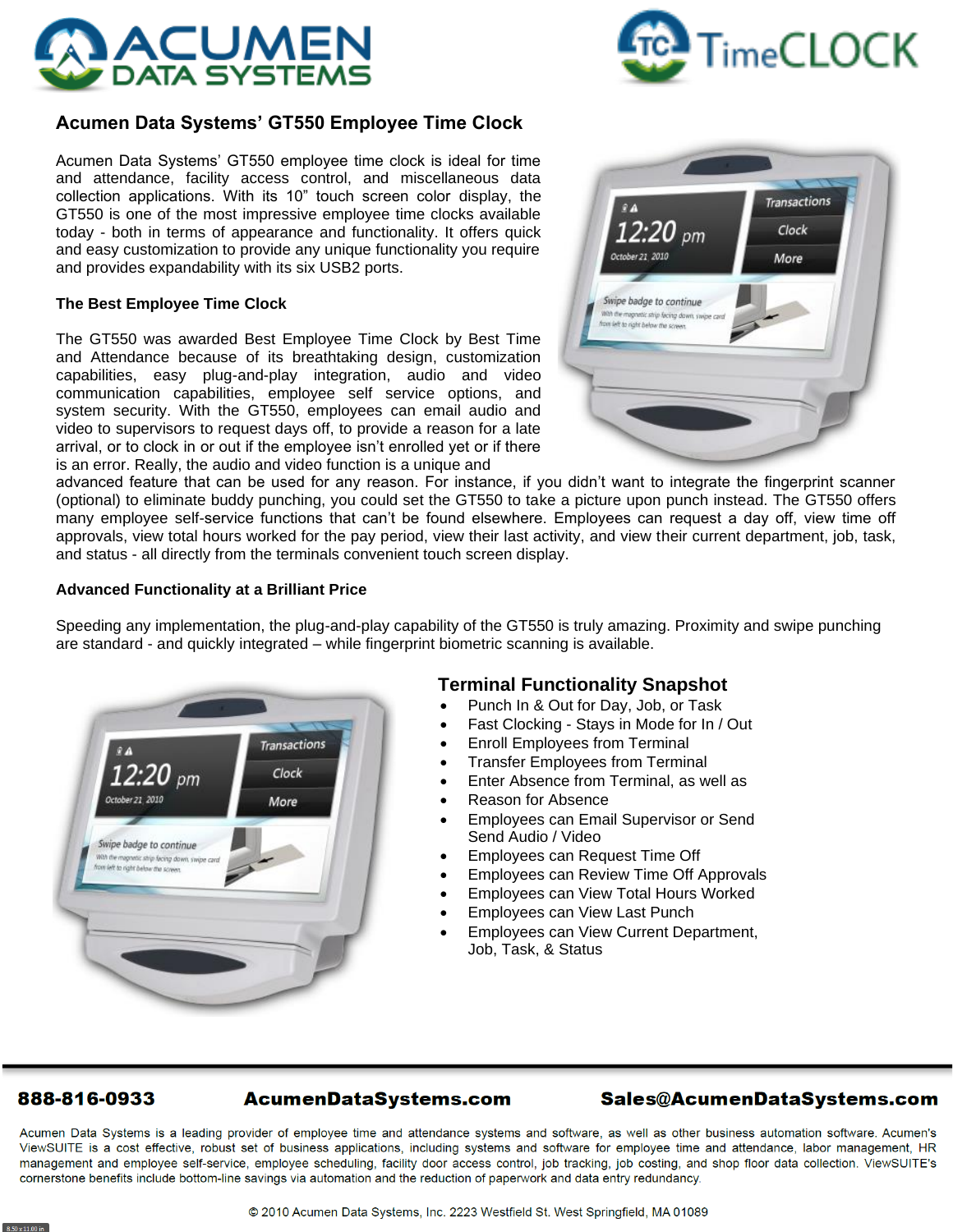# Acumen Data Systems' GT550 Employee Time Clock

Acumen Data Systems' GT550 employee time clock is ideal for time and attendance, facility access control, and miscellaneous data collection applications. With its 10" touch screen color display, the GT550 is one of the most impressive employee time clocks available today - both in terms of appearance and functionality. It offers quick and easy customization to provide any unique functionality you require and provides expandability with its six USB2 ports.

## The Best Employee Time Clock

The GT550 was awarded Best Employee Time Clock by Best Time and Attendance because of its breathtaking design, customization capabilities, easy plug-and-play integration, audio and video communication capabilities, employee self service options, and system security. With the GT550, employees can email audio and video to supervisors to request days off, to provide a reason for a late arrival, or to clock in or out if the employee isn't enrolled yet or if there is an error. Really, the audio and video function is a unique and advanced feature that can be used for any reason. For instance, if you didn't want to integrate the fingerprint scanner (optional) to eliminate buddy punching, you could set the GT550 to take a picture upon punch instead. The GT550 offers many employee self-service functions that can't be found elsewhere. Employees can request a day off, view time off approvals, view total hours worked for the pay period, view their last activity, and view their current department, job, task, and status - all directly from the terminals convenient touch screen display.

## Advanced Functionality at a Brilliant Price

Speeding any implementation, the plug-and-play capability of the GT550 is truly amazing. Proximity and swipe punching are standard - and quickly integrated – while fingerprint biometric scanning is available.

## Terminal Functionality Snapshot

- Punch In & Out for Day, Job, or Task
- Fast Clocking - Stays in Mode for In / Out
- Enroll Employees from Terminal
- Transfer Employees from Terminal
- Enter Absence from Terminal, as well as
- Reason for Absence
- Employees can Email Supervisor or Send Send Audio / Video
- Employees can Request Time Off
- Employees can Review Time Off Approvals
- Employees can View Total Hours Worked
- Employees can View Last Punch
- Employees can View Current Department, Job, Task, & Status

**888-816-0933** **AcumenDataSystems.com** **Sales@AcumenDataSystems.com**

Acumen Data Systems is a leading provider of employee time and attendance systems and software, as well as other business automation software. Acumen's ViewSUITE is a cost effective, robust set of business applications, including systems and software for employee time and attendance, labor management, HR management and employee self-service, employee scheduling, facility door access control, job tracking, job costing, and shop floor data collection. ViewSUITE's cornerstone benefits include bottom-line savings via automation and the reduction of paperwork and data entry redundancy.

© 2010 Acumen Data Systems, Inc. 2223 Westfield St. West Springfield, MA 01089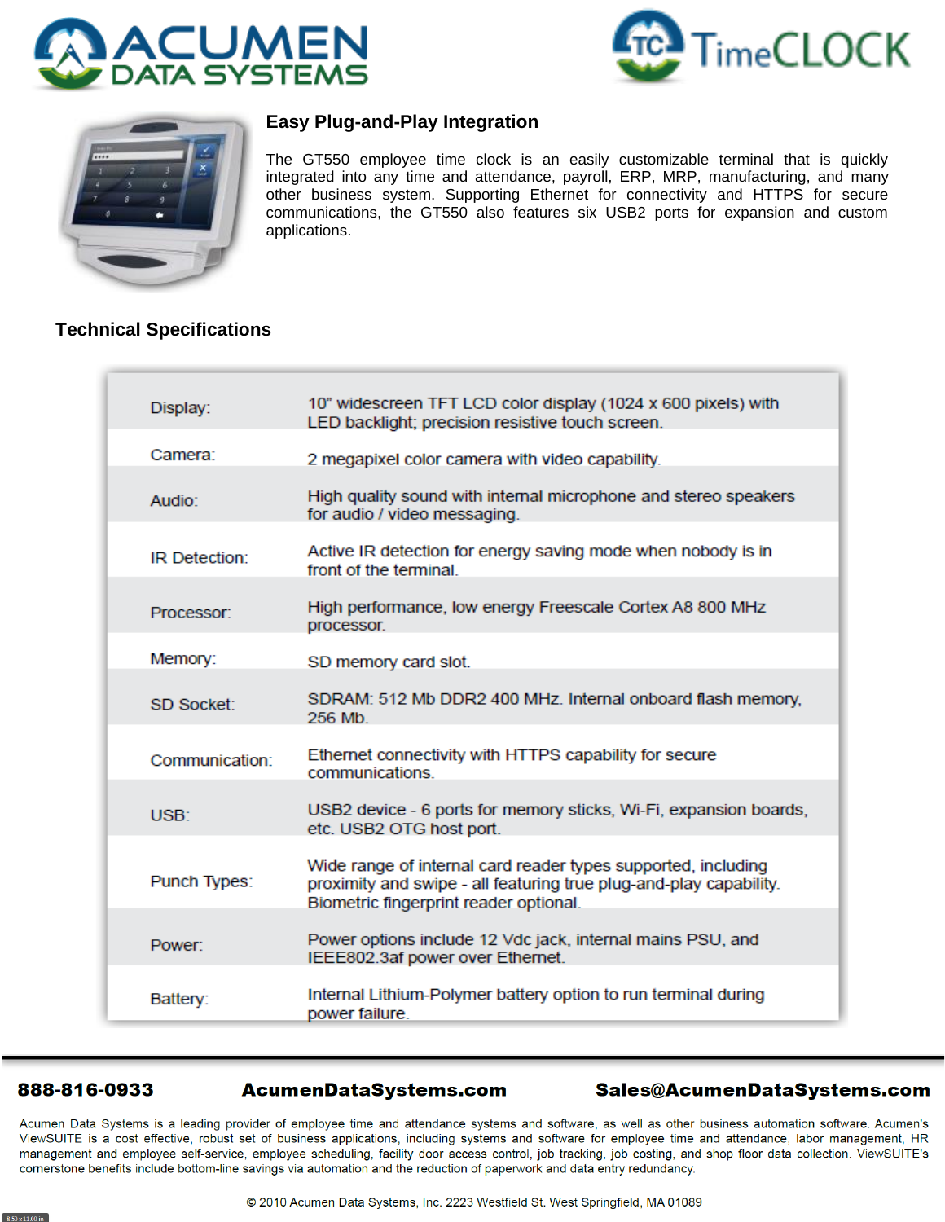## Easy Plug-and-Play Integration

The GT550 employee time clock is an easily customizable terminal that is quickly integrated into any time and attendance, payroll, ERP, MRP, manufacturing, and many other business system. Supporting Ethernet for connectivity and HTTPS for secure communications, the GT550 also features six USB2 ports for expansion and custom applications.

## Technical Specifications

| | |
|---|---|
| Display: | 10" widescreen TFT LCD color display (1024 x 600 pixels) with LED backlight; precision resistive touch screen. |
| Camera: | 2 megapixel color camera with video capability. |
| Audio: | High quality sound with internal microphone and stereo speakers for audio / video messaging. |
| IR Detection: | Active IR detection for energy saving mode when nobody is in front of the terminal. |
| Processor: | High performance, low energy Freescale Cortex A8 800 MHz processor. |
| Memory: | SD memory card slot. |
| SD Socket: | SDRAM: 512 Mb DDR2 400 MHz. Internal onboard flash memory, 256 Mb. |
| Communication: | Ethernet connectivity with HTTPS capability for secure communications. |
| USB: | USB2 device - 6 ports for memory sticks, Wi-Fi, expansion boards, etc. USB2 OTG host port. |
| Punch Types: | Wide range of internal card reader types supported, including proximity and swipe - all featuring true plug-and-play capability. Biometric fingerprint reader optional. |
| Power: | Power options include 12 Vdc jack, internal mains PSU, and IEEE802.3af power over Ethernet. |
| Battery: | Internal Lithium-Polymer battery option to run terminal during power failure. |

**888-816-0933** **AcumenDataSystems.com** **Sales@AcumenDataSystems.com**

Acumen Data Systems is a leading provider of employee time and attendance systems and software, as well as other business automation software. Acumen's ViewSUITE is a cost effective, robust set of business applications, including systems and software for employee time and attendance, labor management, HR management and employee self-service, employee scheduling, facility door access control, job tracking, job costing, and shop floor data collection. ViewSUITE's cornerstone benefits include bottom-line savings via automation and the reduction of paperwork and data entry redundancy.

© 2010 Acumen Data Systems, Inc. 2223 Westfield St. West Springfield, MA 01089